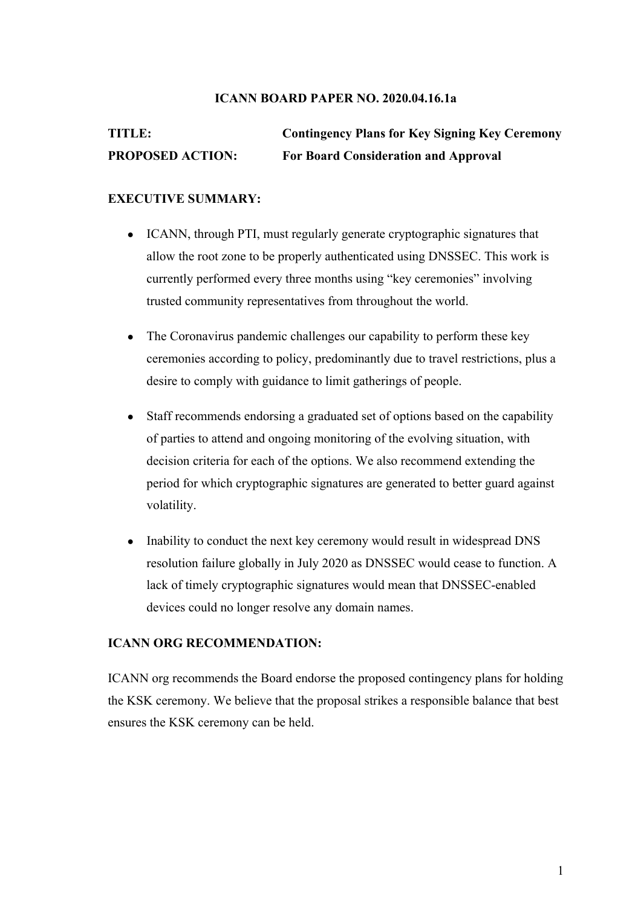**ICANN BOARD PAPER NO. 2020.04.16.1a**

**TITLE:** **Contingency Plans for Key Signing Key Ceremony**

**PROPOSED ACTION:** **For Board Consideration and Approval**

**EXECUTIVE SUMMARY:**

- ICANN, through PTI, must regularly generate cryptographic signatures that allow the root zone to be properly authenticated using DNSSEC. This work is currently performed every three months using "key ceremonies" involving trusted community representatives from throughout the world.
- The Coronavirus pandemic challenges our capability to perform these key ceremonies according to policy, predominantly due to travel restrictions, plus a desire to comply with guidance to limit gatherings of people.
- Staff recommends endorsing a graduated set of options based on the capability of parties to attend and ongoing monitoring of the evolving situation, with decision criteria for each of the options. We also recommend extending the period for which cryptographic signatures are generated to better guard against volatility.
- Inability to conduct the next key ceremony would result in widespread DNS resolution failure globally in July 2020 as DNSSEC would cease to function. A lack of timely cryptographic signatures would mean that DNSSEC-enabled devices could no longer resolve any domain names.

**ICANN ORG RECOMMENDATION:**

ICANN org recommends the Board endorse the proposed contingency plans for holding the KSK ceremony. We believe that the proposal strikes a responsible balance that best ensures the KSK ceremony can be held.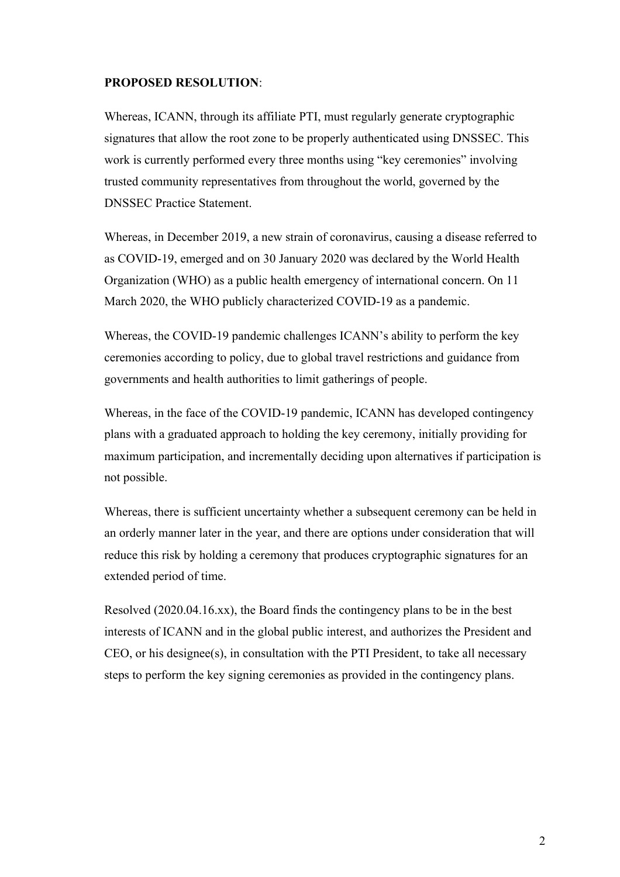**PROPOSED RESOLUTION**:

Whereas, ICANN, through its affiliate PTI, must regularly generate cryptographic signatures that allow the root zone to be properly authenticated using DNSSEC. This work is currently performed every three months using "key ceremonies" involving trusted community representatives from throughout the world, governed by the DNSSEC Practice Statement.

Whereas, in December 2019, a new strain of coronavirus, causing a disease referred to as COVID-19, emerged and on 30 January 2020 was declared by the World Health Organization (WHO) as a public health emergency of international concern. On 11 March 2020, the WHO publicly characterized COVID-19 as a pandemic.

Whereas, the COVID-19 pandemic challenges ICANN's ability to perform the key ceremonies according to policy, due to global travel restrictions and guidance from governments and health authorities to limit gatherings of people.

Whereas, in the face of the COVID-19 pandemic, ICANN has developed contingency plans with a graduated approach to holding the key ceremony, initially providing for maximum participation, and incrementally deciding upon alternatives if participation is not possible.

Whereas, there is sufficient uncertainty whether a subsequent ceremony can be held in an orderly manner later in the year, and there are options under consideration that will reduce this risk by holding a ceremony that produces cryptographic signatures for an extended period of time.

Resolved (2020.04.16.xx), the Board finds the contingency plans to be in the best interests of ICANN and in the global public interest, and authorizes the President and CEO, or his designee(s), in consultation with the PTI President, to take all necessary steps to perform the key signing ceremonies as provided in the contingency plans.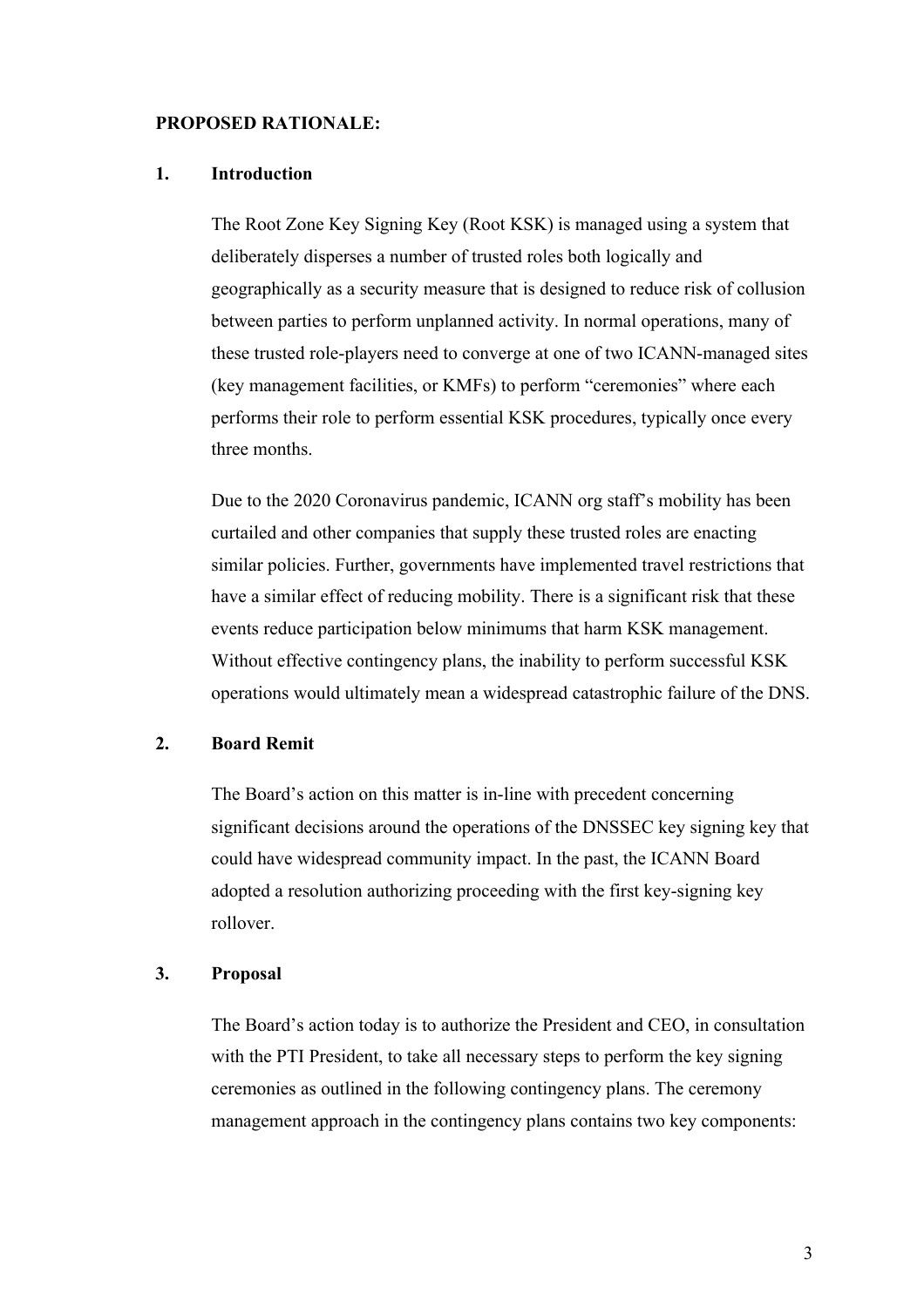**PROPOSED RATIONALE:**

## 1. Introduction

The Root Zone Key Signing Key (Root KSK) is managed using a system that deliberately disperses a number of trusted roles both logically and geographically as a security measure that is designed to reduce risk of collusion between parties to perform unplanned activity. In normal operations, many of these trusted role-players need to converge at one of two ICANN-managed sites (key management facilities, or KMFs) to perform "ceremonies" where each performs their role to perform essential KSK procedures, typically once every three months.

Due to the 2020 Coronavirus pandemic, ICANN org staff's mobility has been curtailed and other companies that supply these trusted roles are enacting similar policies. Further, governments have implemented travel restrictions that have a similar effect of reducing mobility. There is a significant risk that these events reduce participation below minimums that harm KSK management. Without effective contingency plans, the inability to perform successful KSK operations would ultimately mean a widespread catastrophic failure of the DNS.

## 2. Board Remit

The Board's action on this matter is in-line with precedent concerning significant decisions around the operations of the DNSSEC key signing key that could have widespread community impact. In the past, the ICANN Board adopted a resolution authorizing proceeding with the first key-signing key rollover.

## 3. Proposal

The Board's action today is to authorize the President and CEO, in consultation with the PTI President, to take all necessary steps to perform the key signing ceremonies as outlined in the following contingency plans. The ceremony management approach in the contingency plans contains two key components: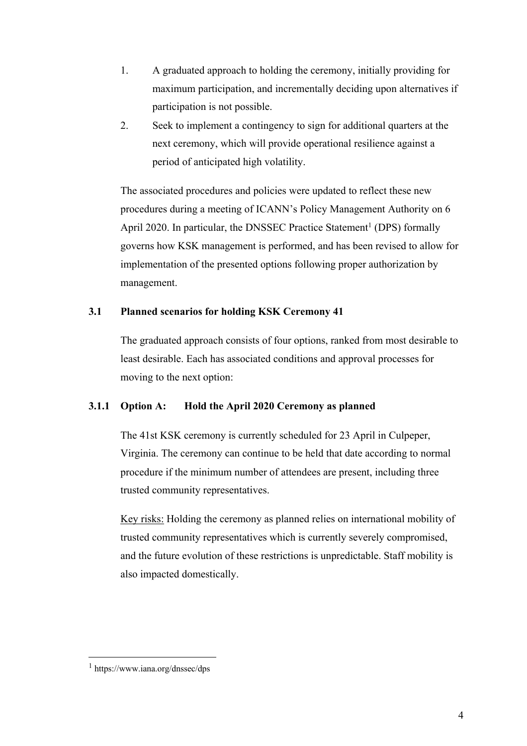1. A graduated approach to holding the ceremony, initially providing for maximum participation, and incrementally deciding upon alternatives if participation is not possible.
2. Seek to implement a contingency to sign for additional quarters at the next ceremony, which will provide operational resilience against a period of anticipated high volatility.

The associated procedures and policies were updated to reflect these new procedures during a meeting of ICANN's Policy Management Authority on 6 April 2020. In particular, the DNSSEC Practice Statement[1] (DPS) formally governs how KSK management is performed, and has been revised to allow for implementation of the presented options following proper authorization by management.

### 3.1 Planned scenarios for holding KSK Ceremony 41

The graduated approach consists of four options, ranked from most desirable to least desirable. Each has associated conditions and approval processes for moving to the next option:

#### 3.1.1 Option A: Hold the April 2020 Ceremony as planned

The 41st KSK ceremony is currently scheduled for 23 April in Culpeper, Virginia. The ceremony can continue to be held that date according to normal procedure if the minimum number of attendees are present, including three trusted community representatives.

Key risks: Holding the ceremony as planned relies on international mobility of trusted community representatives which is currently severely compromised, and the future evolution of these restrictions is unpredictable. Staff mobility is also impacted domestically.

[1] https://www.iana.org/dnssec/dps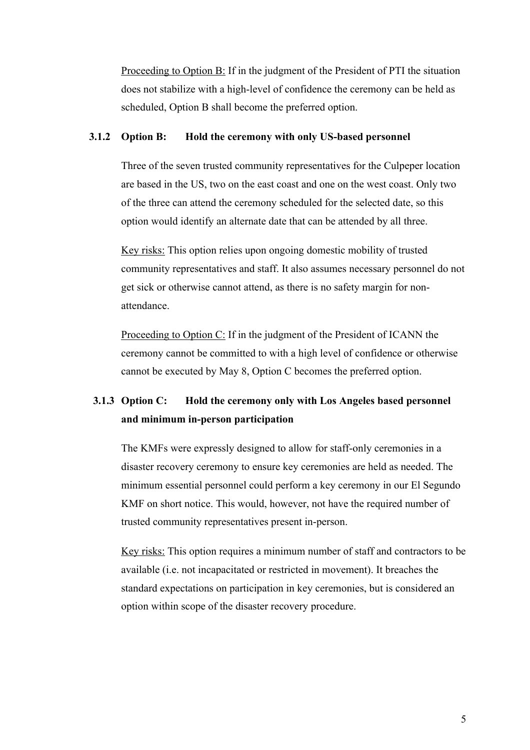Proceeding to Option B: If in the judgment of the President of PTI the situation does not stabilize with a high-level of confidence the ceremony can be held as scheduled, Option B shall become the preferred option.

### 3.1.2 Option B: Hold the ceremony with only US-based personnel

Three of the seven trusted community representatives for the Culpeper location are based in the US, two on the east coast and one on the west coast. Only two of the three can attend the ceremony scheduled for the selected date, so this option would identify an alternate date that can be attended by all three.

Key risks: This option relies upon ongoing domestic mobility of trusted community representatives and staff. It also assumes necessary personnel do not get sick or otherwise cannot attend, as there is no safety margin for non-attendance.

Proceeding to Option C: If in the judgment of the President of ICANN the ceremony cannot be committed to with a high level of confidence or otherwise cannot be executed by May 8, Option C becomes the preferred option.

### 3.1.3 Option C: Hold the ceremony only with Los Angeles based personnel and minimum in-person participation

The KMFs were expressly designed to allow for staff-only ceremonies in a disaster recovery ceremony to ensure key ceremonies are held as needed. The minimum essential personnel could perform a key ceremony in our El Segundo KMF on short notice. This would, however, not have the required number of trusted community representatives present in-person.

Key risks: This option requires a minimum number of staff and contractors to be available (i.e. not incapacitated or restricted in movement). It breaches the standard expectations on participation in key ceremonies, but is considered an option within scope of the disaster recovery procedure.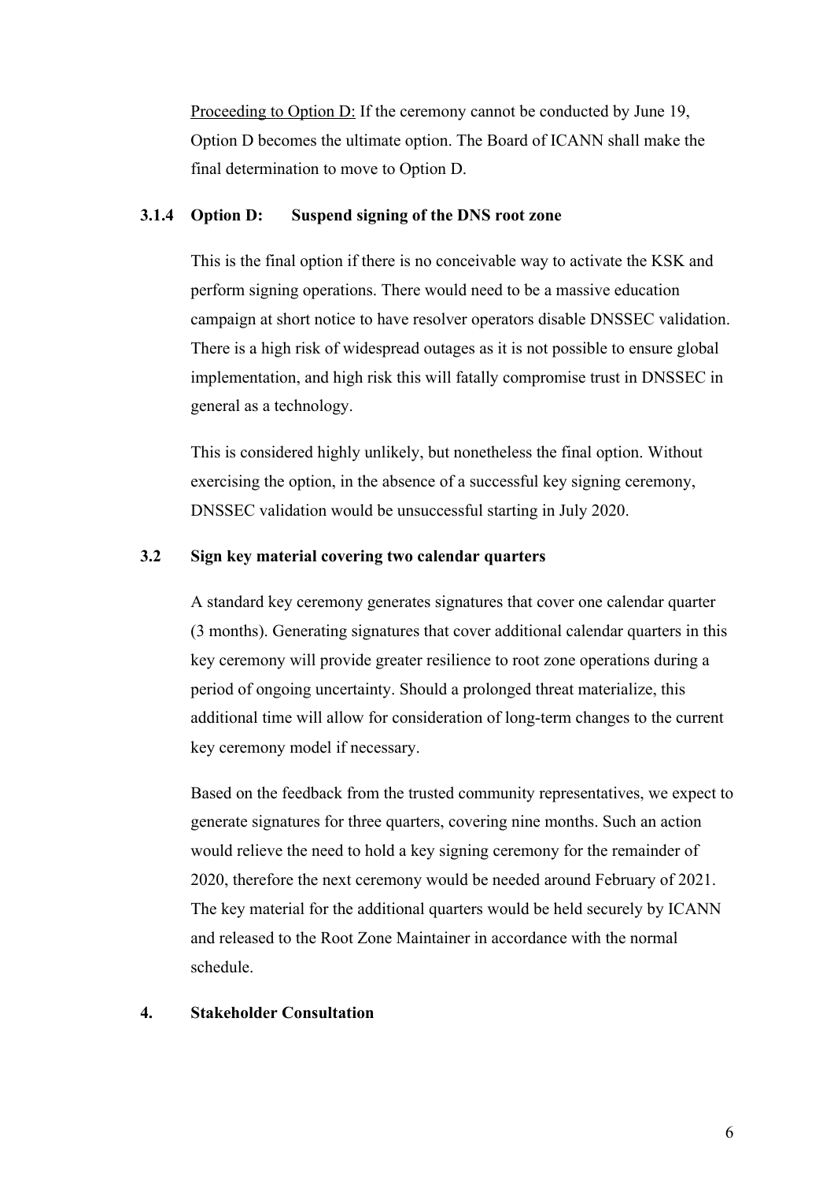<u>Proceeding to Option D:</u> If the ceremony cannot be conducted by June 19, Option D becomes the ultimate option. The Board of ICANN shall make the final determination to move to Option D.

#### 3.1.4 Option D: Suspend signing of the DNS root zone

This is the final option if there is no conceivable way to activate the KSK and perform signing operations. There would need to be a massive education campaign at short notice to have resolver operators disable DNSSEC validation. There is a high risk of widespread outages as it is not possible to ensure global implementation, and high risk this will fatally compromise trust in DNSSEC in general as a technology.

This is considered highly unlikely, but nonetheless the final option. Without exercising the option, in the absence of a successful key signing ceremony, DNSSEC validation would be unsuccessful starting in July 2020.

### 3.2 Sign key material covering two calendar quarters

A standard key ceremony generates signatures that cover one calendar quarter (3 months). Generating signatures that cover additional calendar quarters in this key ceremony will provide greater resilience to root zone operations during a period of ongoing uncertainty. Should a prolonged threat materialize, this additional time will allow for consideration of long-term changes to the current key ceremony model if necessary.

Based on the feedback from the trusted community representatives, we expect to generate signatures for three quarters, covering nine months. Such an action would relieve the need to hold a key signing ceremony for the remainder of 2020, therefore the next ceremony would be needed around February of 2021. The key material for the additional quarters would be held securely by ICANN and released to the Root Zone Maintainer in accordance with the normal schedule.

## 4. Stakeholder Consultation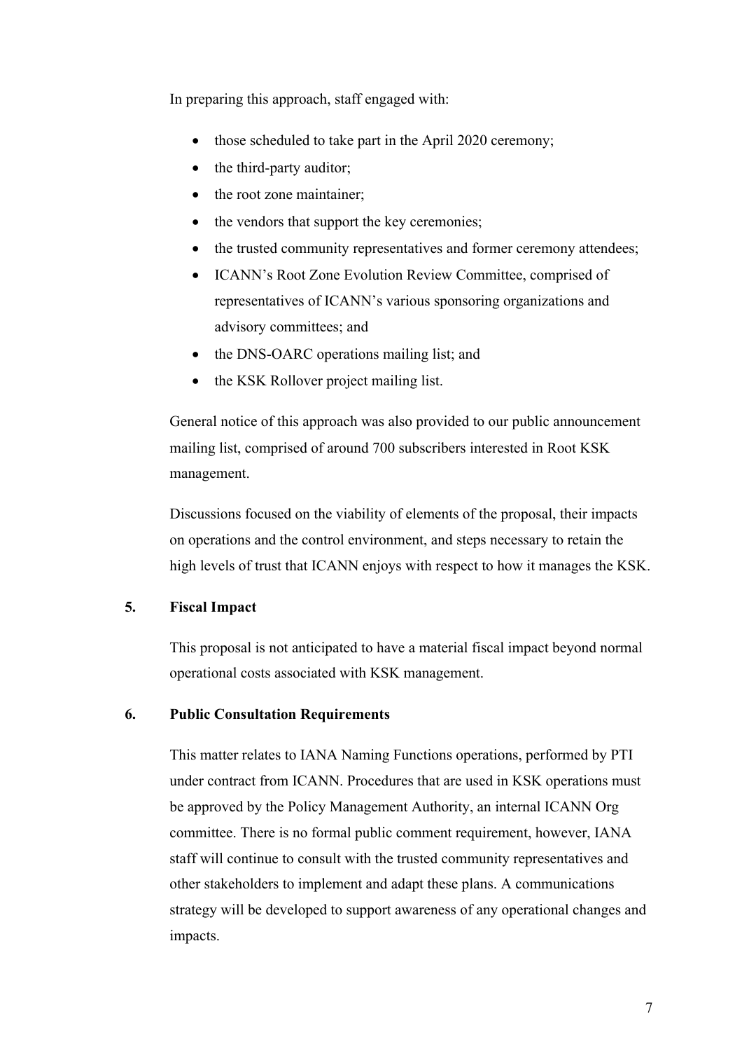In preparing this approach, staff engaged with:

- those scheduled to take part in the April 2020 ceremony;
- the third-party auditor;
- the root zone maintainer;
- the vendors that support the key ceremonies;
- the trusted community representatives and former ceremony attendees;
- ICANN's Root Zone Evolution Review Committee, comprised of representatives of ICANN's various sponsoring organizations and advisory committees; and
- the DNS-OARC operations mailing list; and
- the KSK Rollover project mailing list.

General notice of this approach was also provided to our public announcement mailing list, comprised of around 700 subscribers interested in Root KSK management.

Discussions focused on the viability of elements of the proposal, their impacts on operations and the control environment, and steps necessary to retain the high levels of trust that ICANN enjoys with respect to how it manages the KSK.

## 5. Fiscal Impact

This proposal is not anticipated to have a material fiscal impact beyond normal operational costs associated with KSK management.

## 6. Public Consultation Requirements

This matter relates to IANA Naming Functions operations, performed by PTI under contract from ICANN. Procedures that are used in KSK operations must be approved by the Policy Management Authority, an internal ICANN Org committee. There is no formal public comment requirement, however, IANA staff will continue to consult with the trusted community representatives and other stakeholders to implement and adapt these plans. A communications strategy will be developed to support awareness of any operational changes and impacts.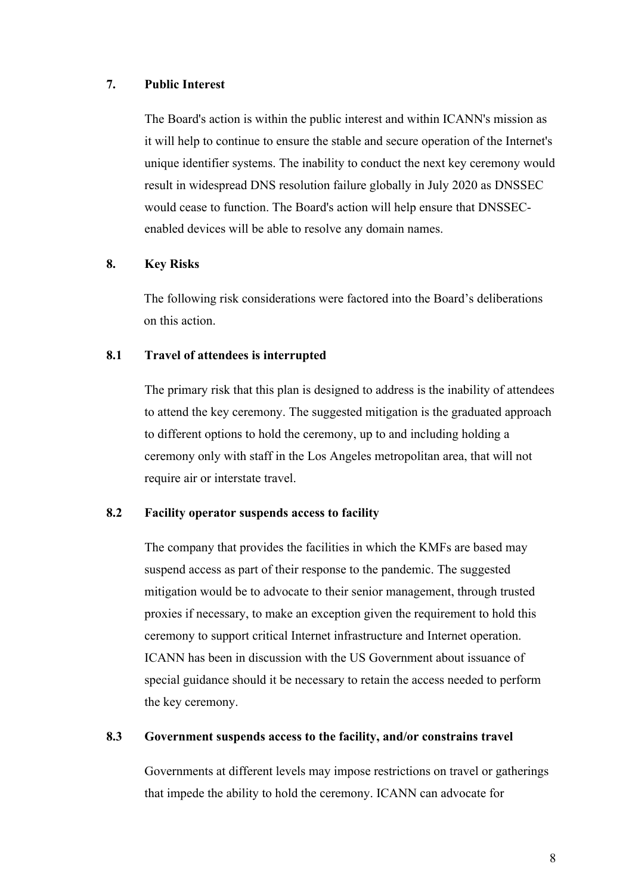## 7. Public Interest

The Board's action is within the public interest and within ICANN's mission as it will help to continue to ensure the stable and secure operation of the Internet's unique identifier systems. The inability to conduct the next key ceremony would result in widespread DNS resolution failure globally in July 2020 as DNSSEC would cease to function. The Board's action will help ensure that DNSSEC-enabled devices will be able to resolve any domain names.

## 8. Key Risks

The following risk considerations were factored into the Board's deliberations on this action.

### 8.1 Travel of attendees is interrupted

The primary risk that this plan is designed to address is the inability of attendees to attend the key ceremony. The suggested mitigation is the graduated approach to different options to hold the ceremony, up to and including holding a ceremony only with staff in the Los Angeles metropolitan area, that will not require air or interstate travel.

### 8.2 Facility operator suspends access to facility

The company that provides the facilities in which the KMFs are based may suspend access as part of their response to the pandemic. The suggested mitigation would be to advocate to their senior management, through trusted proxies if necessary, to make an exception given the requirement to hold this ceremony to support critical Internet infrastructure and Internet operation. ICANN has been in discussion with the US Government about issuance of special guidance should it be necessary to retain the access needed to perform the key ceremony.

### 8.3 Government suspends access to the facility, and/or constrains travel

Governments at different levels may impose restrictions on travel or gatherings that impede the ability to hold the ceremony. ICANN can advocate for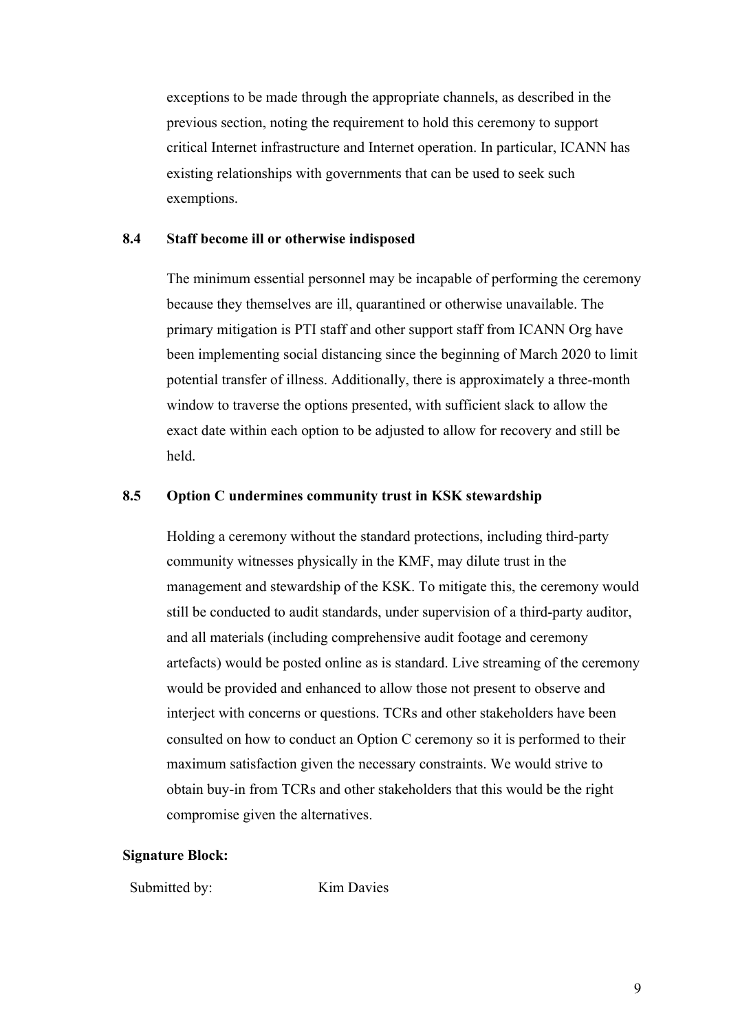exceptions to be made through the appropriate channels, as described in the previous section, noting the requirement to hold this ceremony to support critical Internet infrastructure and Internet operation. In particular, ICANN has existing relationships with governments that can be used to seek such exemptions.

### 8.4 Staff become ill or otherwise indisposed

The minimum essential personnel may be incapable of performing the ceremony because they themselves are ill, quarantined or otherwise unavailable. The primary mitigation is PTI staff and other support staff from ICANN Org have been implementing social distancing since the beginning of March 2020 to limit potential transfer of illness. Additionally, there is approximately a three-month window to traverse the options presented, with sufficient slack to allow the exact date within each option to be adjusted to allow for recovery and still be held.

### 8.5 Option C undermines community trust in KSK stewardship

Holding a ceremony without the standard protections, including third-party community witnesses physically in the KMF, may dilute trust in the management and stewardship of the KSK. To mitigate this, the ceremony would still be conducted to audit standards, under supervision of a third-party auditor, and all materials (including comprehensive audit footage and ceremony artefacts) would be posted online as is standard. Live streaming of the ceremony would be provided and enhanced to allow those not present to observe and interject with concerns or questions. TCRs and other stakeholders have been consulted on how to conduct an Option C ceremony so it is performed to their maximum satisfaction given the necessary constraints. We would strive to obtain buy-in from TCRs and other stakeholders that this would be the right compromise given the alternatives.

**Signature Block:**

Submitted by: Kim Davies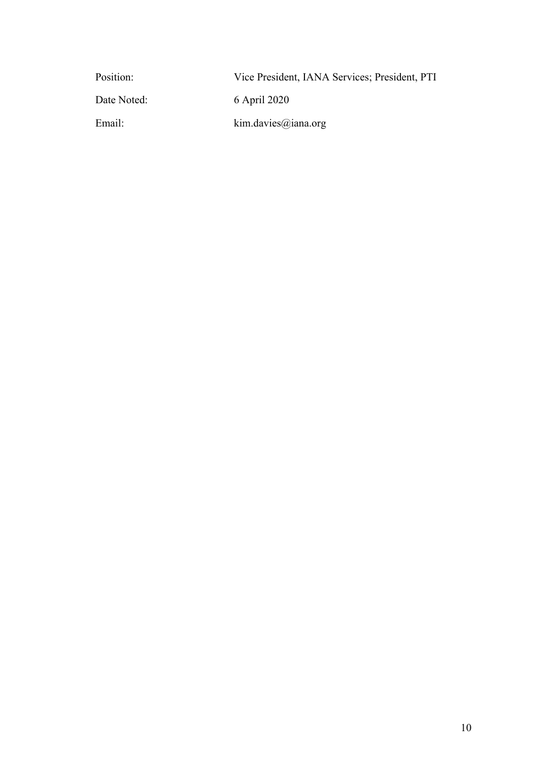| | |
|---|---|
| Position: | Vice President, IANA Services; President, PTI |
| Date Noted: | 6 April 2020 |
| Email: | kim.davies@iana.org |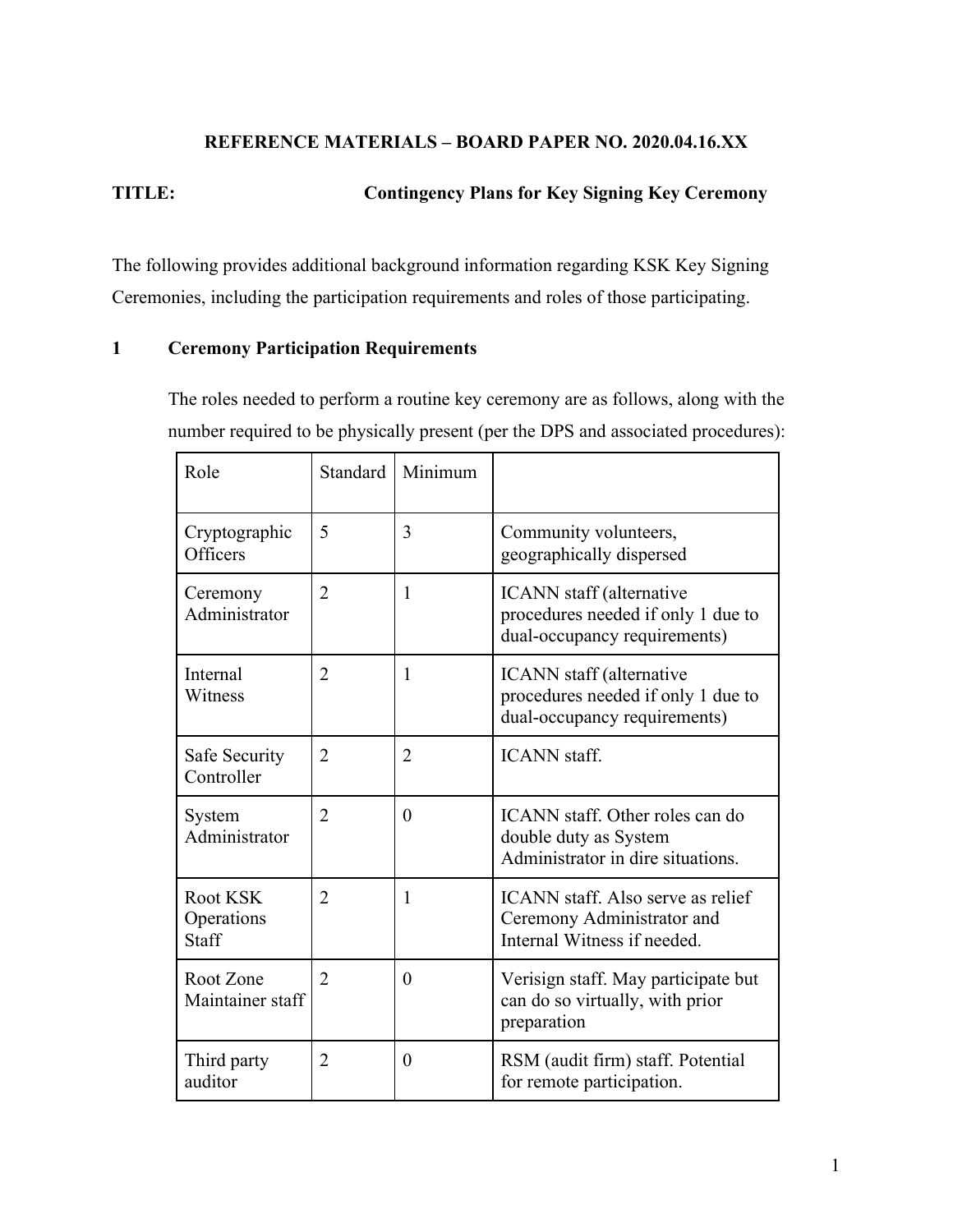**REFERENCE MATERIALS – BOARD PAPER NO. 2020.04.16.XX**

**TITLE: Contingency Plans for Key Signing Key Ceremony**

The following provides additional background information regarding KSK Key Signing Ceremonies, including the participation requirements and roles of those participating.

## 1 Ceremony Participation Requirements

The roles needed to perform a routine key ceremony are as follows, along with the number required to be physically present (per the DPS and associated procedures):

| Role | Standard | Minimum | |
|---|---|---|---|
| Cryptographic Officers | 5 | 3 | Community volunteers, geographically dispersed |
| Ceremony Administrator | 2 | 1 | ICANN staff (alternative procedures needed if only 1 due to dual-occupancy requirements) |
| Internal Witness | 2 | 1 | ICANN staff (alternative procedures needed if only 1 due to dual-occupancy requirements) |
| Safe Security Controller | 2 | 2 | ICANN staff. |
| System Administrator | 2 | 0 | ICANN staff. Other roles can do double duty as System Administrator in dire situations. |
| Root KSK Operations Staff | 2 | 1 | ICANN staff. Also serve as relief Ceremony Administrator and Internal Witness if needed. |
| Root Zone Maintainer staff | 2 | 0 | Verisign staff. May participate but can do so virtually, with prior preparation |
| Third party auditor | 2 | 0 | RSM (audit firm) staff. Potential for remote participation. |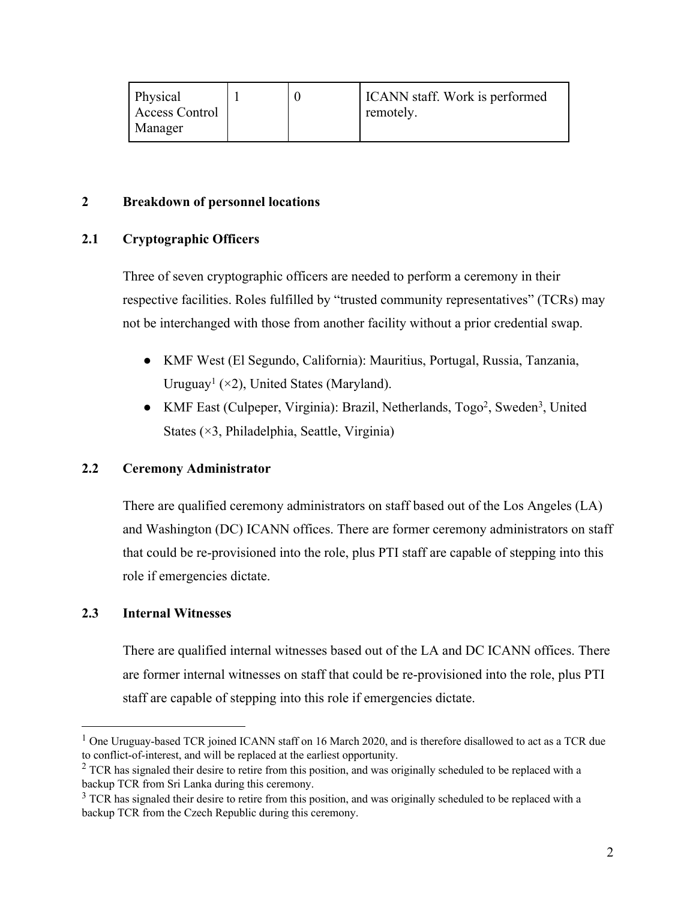| Physical Access Control Manager | 1 | 0 | ICANN staff. Work is performed remotely. |
|---|---|---|---|

## 2 Breakdown of personnel locations

### 2.1 Cryptographic Officers

Three of seven cryptographic officers are needed to perform a ceremony in their respective facilities. Roles fulfilled by "trusted community representatives" (TCRs) may not be interchanged with those from another facility without a prior credential swap.

- KMF West (El Segundo, California): Mauritius, Portugal, Russia, Tanzania, Uruguay[1] (×2), United States (Maryland).
- KMF East (Culpeper, Virginia): Brazil, Netherlands, Togo[2], Sweden[3], United States (×3, Philadelphia, Seattle, Virginia)

### 2.2 Ceremony Administrator

There are qualified ceremony administrators on staff based out of the Los Angeles (LA) and Washington (DC) ICANN offices. There are former ceremony administrators on staff that could be re-provisioned into the role, plus PTI staff are capable of stepping into this role if emergencies dictate.

### 2.3 Internal Witnesses

There are qualified internal witnesses based out of the LA and DC ICANN offices. There are former internal witnesses on staff that could be re-provisioned into the role, plus PTI staff are capable of stepping into this role if emergencies dictate.

[1] One Uruguay-based TCR joined ICANN staff on 16 March 2020, and is therefore disallowed to act as a TCR due to conflict-of-interest, and will be replaced at the earliest opportunity.

[2] TCR has signaled their desire to retire from this position, and was originally scheduled to be replaced with a backup TCR from Sri Lanka during this ceremony.

[3] TCR has signaled their desire to retire from this position, and was originally scheduled to be replaced with a backup TCR from the Czech Republic during this ceremony.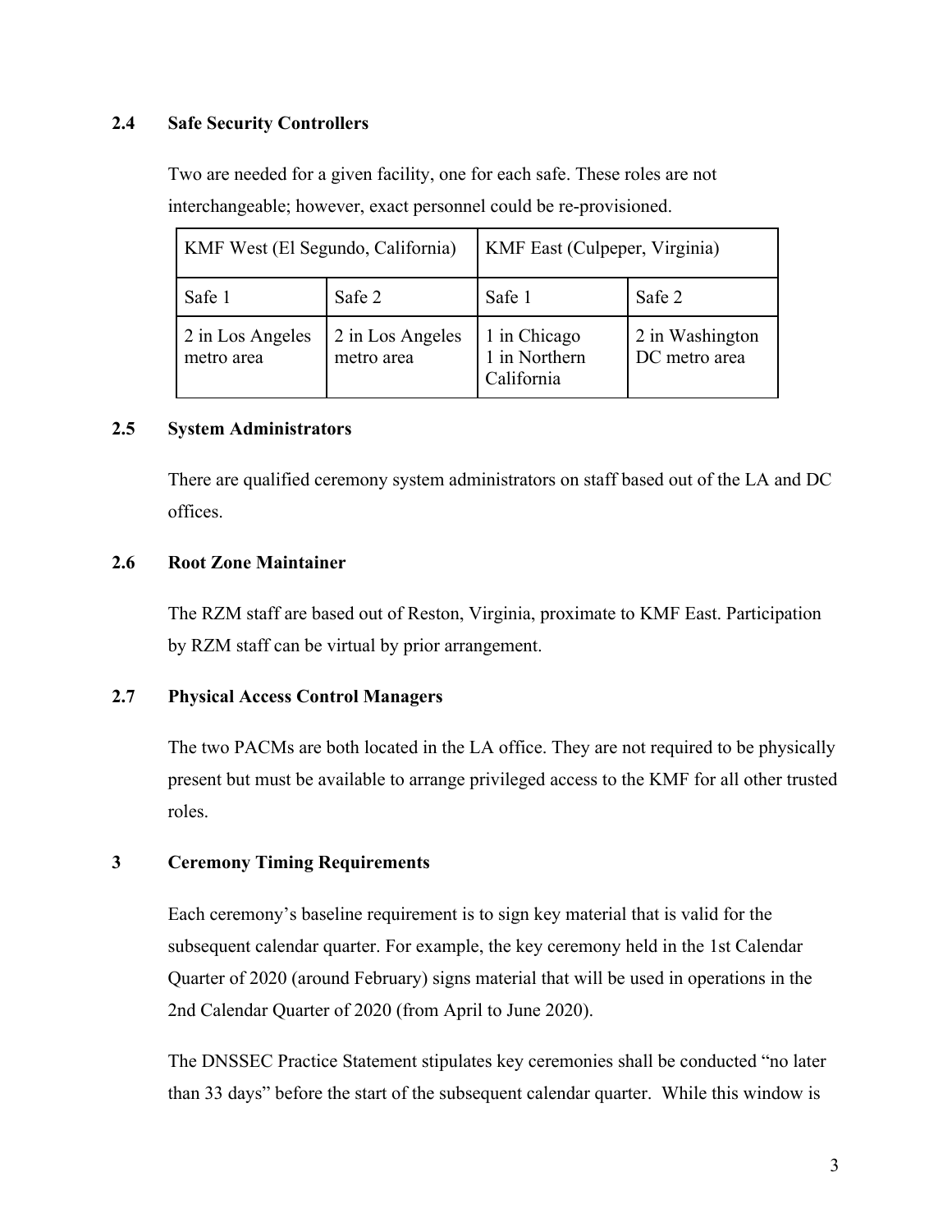### 2.4 Safe Security Controllers

Two are needed for a given facility, one for each safe. These roles are not interchangeable; however, exact personnel could be re-provisioned.

| KMF West (El Segundo, California) | | KMF East (Culpeper, Virginia) | |
|---|---|---|---|
| Safe 1 | Safe 2 | Safe 1 | Safe 2 |
| 2 in Los Angeles metro area | 2 in Los Angeles metro area | 1 in Chicago<br>1 in Northern California | 2 in Washington DC metro area |

### 2.5 System Administrators

There are qualified ceremony system administrators on staff based out of the LA and DC offices.

### 2.6 Root Zone Maintainer

The RZM staff are based out of Reston, Virginia, proximate to KMF East. Participation by RZM staff can be virtual by prior arrangement.

### 2.7 Physical Access Control Managers

The two PACMs are both located in the LA office. They are not required to be physically present but must be available to arrange privileged access to the KMF for all other trusted roles.

## 3 Ceremony Timing Requirements

Each ceremony's baseline requirement is to sign key material that is valid for the subsequent calendar quarter. For example, the key ceremony held in the 1st Calendar Quarter of 2020 (around February) signs material that will be used in operations in the 2nd Calendar Quarter of 2020 (from April to June 2020).

The DNSSEC Practice Statement stipulates key ceremonies shall be conducted "no later than 33 days" before the start of the subsequent calendar quarter. While this window is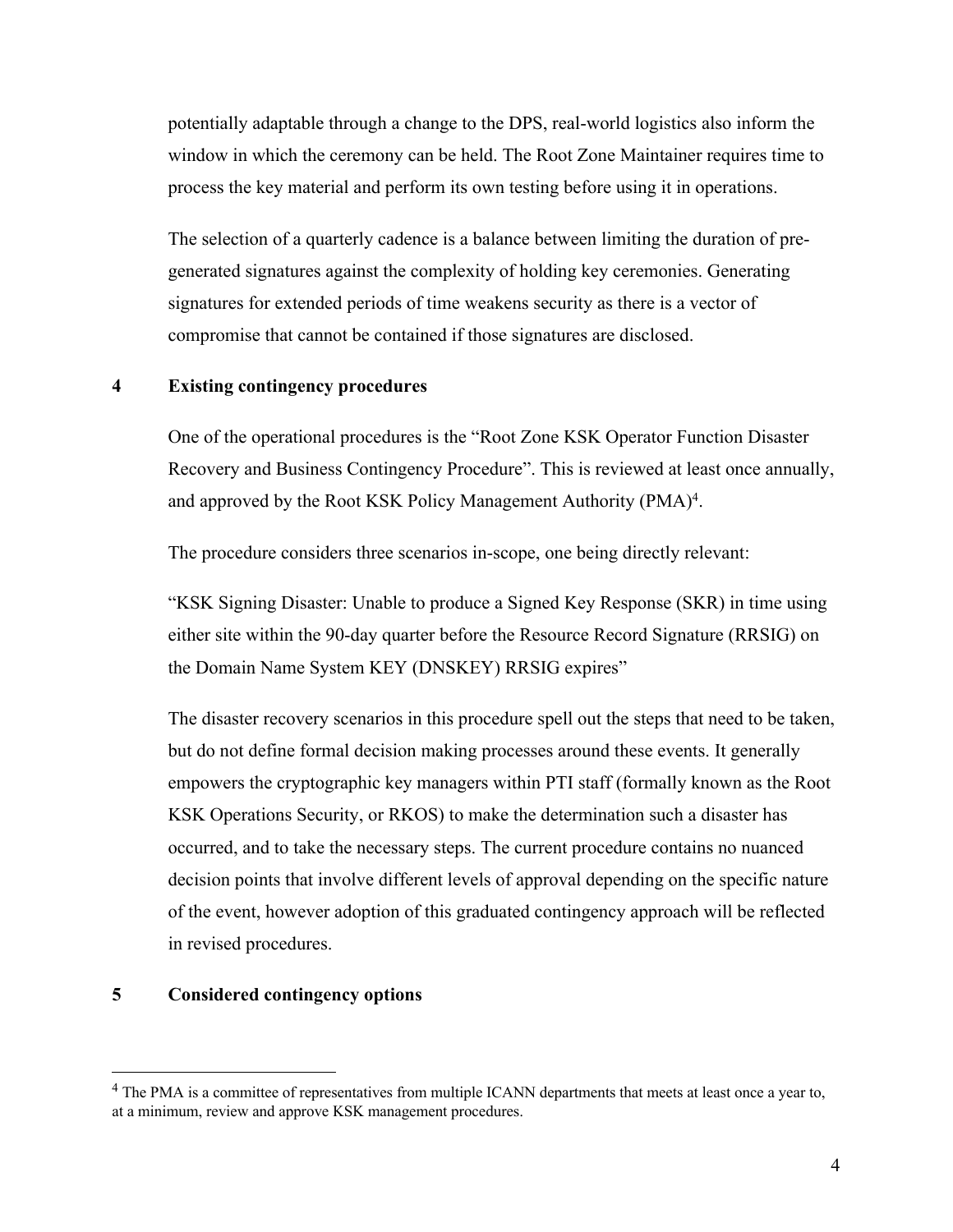potentially adaptable through a change to the DPS, real-world logistics also inform the window in which the ceremony can be held. The Root Zone Maintainer requires time to process the key material and perform its own testing before using it in operations.

The selection of a quarterly cadence is a balance between limiting the duration of pre-generated signatures against the complexity of holding key ceremonies. Generating signatures for extended periods of time weakens security as there is a vector of compromise that cannot be contained if those signatures are disclosed.

## 4 Existing contingency procedures

One of the operational procedures is the "Root Zone KSK Operator Function Disaster Recovery and Business Contingency Procedure". This is reviewed at least once annually, and approved by the Root KSK Policy Management Authority (PMA)[4].

The procedure considers three scenarios in-scope, one being directly relevant:

"KSK Signing Disaster: Unable to produce a Signed Key Response (SKR) in time using either site within the 90-day quarter before the Resource Record Signature (RRSIG) on the Domain Name System KEY (DNSKEY) RRSIG expires"

The disaster recovery scenarios in this procedure spell out the steps that need to be taken, but do not define formal decision making processes around these events. It generally empowers the cryptographic key managers within PTI staff (formally known as the Root KSK Operations Security, or RKOS) to make the determination such a disaster has occurred, and to take the necessary steps. The current procedure contains no nuanced decision points that involve different levels of approval depending on the specific nature of the event, however adoption of this graduated contingency approach will be reflected in revised procedures.

## 5 Considered contingency options

[4] The PMA is a committee of representatives from multiple ICANN departments that meets at least once a year to, at a minimum, review and approve KSK management procedures.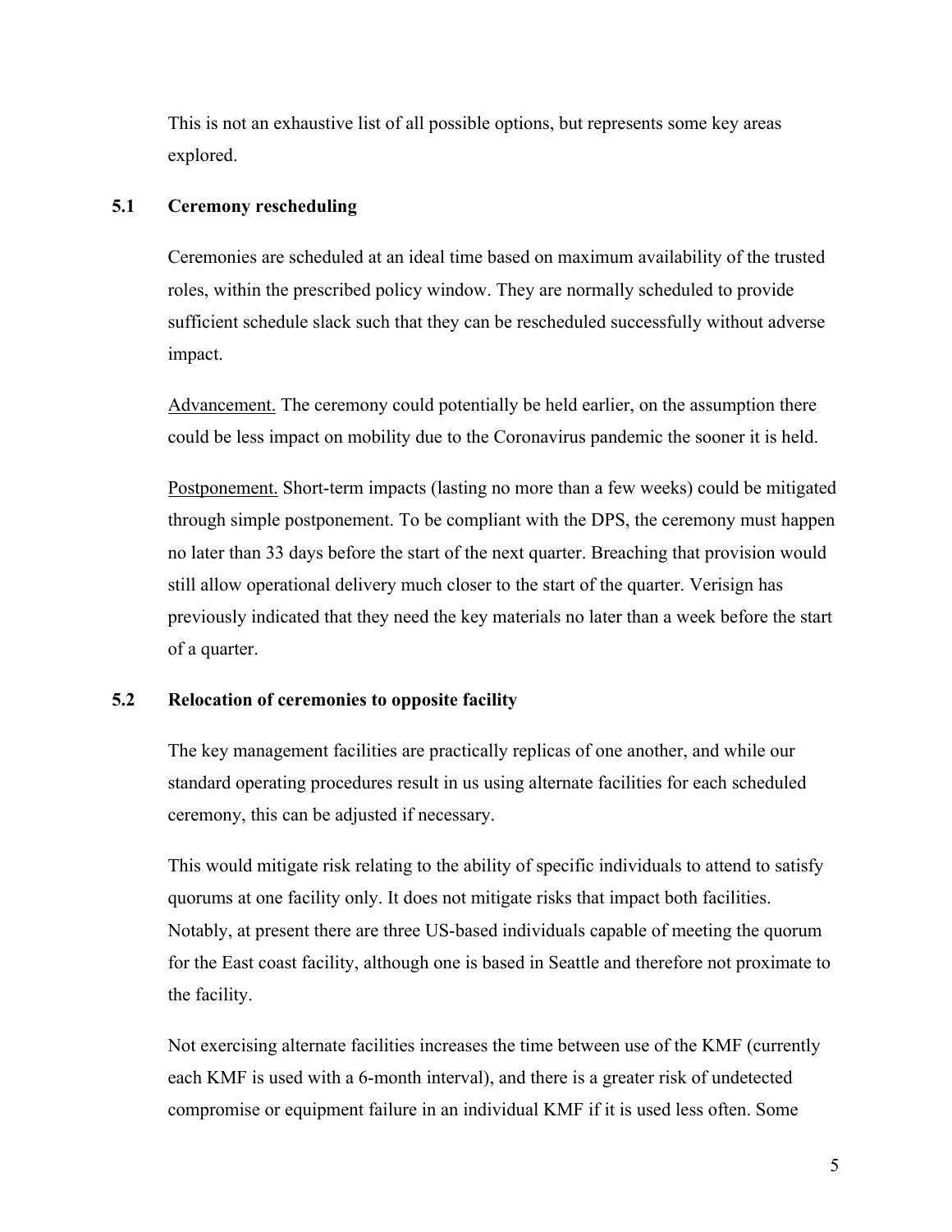This is not an exhaustive list of all possible options, but represents some key areas explored.

### 5.1 Ceremony rescheduling

Ceremonies are scheduled at an ideal time based on maximum availability of the trusted roles, within the prescribed policy window. They are normally scheduled to provide sufficient schedule slack such that they can be rescheduled successfully without adverse impact.

Advancement. The ceremony could potentially be held earlier, on the assumption there could be less impact on mobility due to the Coronavirus pandemic the sooner it is held.

Postponement. Short-term impacts (lasting no more than a few weeks) could be mitigated through simple postponement. To be compliant with the DPS, the ceremony must happen no later than 33 days before the start of the next quarter. Breaching that provision would still allow operational delivery much closer to the start of the quarter. Verisign has previously indicated that they need the key materials no later than a week before the start of a quarter.

### 5.2 Relocation of ceremonies to opposite facility

The key management facilities are practically replicas of one another, and while our standard operating procedures result in us using alternate facilities for each scheduled ceremony, this can be adjusted if necessary.

This would mitigate risk relating to the ability of specific individuals to attend to satisfy quorums at one facility only. It does not mitigate risks that impact both facilities. Notably, at present there are three US-based individuals capable of meeting the quorum for the East coast facility, although one is based in Seattle and therefore not proximate to the facility.

Not exercising alternate facilities increases the time between use of the KMF (currently each KMF is used with a 6-month interval), and there is a greater risk of undetected compromise or equipment failure in an individual KMF if it is used less often. Some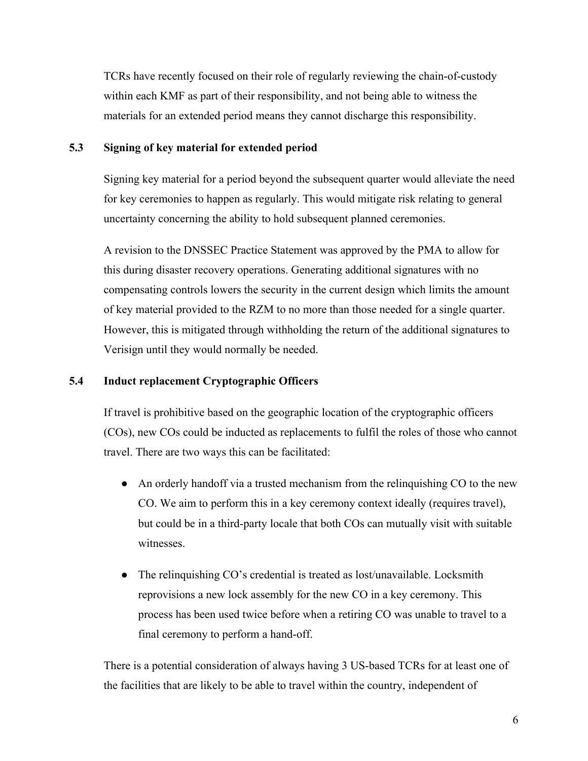TCRs have recently focused on their role of regularly reviewing the chain-of-custody within each KMF as part of their responsibility, and not being able to witness the materials for an extended period means they cannot discharge this responsibility.

### 5.3 Signing of key material for extended period

Signing key material for a period beyond the subsequent quarter would alleviate the need for key ceremonies to happen as regularly. This would mitigate risk relating to general uncertainty concerning the ability to hold subsequent planned ceremonies.

A revision to the DNSSEC Practice Statement was approved by the PMA to allow for this during disaster recovery operations. Generating additional signatures with no compensating controls lowers the security in the current design which limits the amount of key material provided to the RZM to no more than those needed for a single quarter. However, this is mitigated through withholding the return of the additional signatures to Verisign until they would normally be needed.

### 5.4 Induct replacement Cryptographic Officers

If travel is prohibitive based on the geographic location of the cryptographic officers (COs), new COs could be inducted as replacements to fulfil the roles of those who cannot travel. There are two ways this can be facilitated:

- An orderly handoff via a trusted mechanism from the relinquishing CO to the new CO. We aim to perform this in a key ceremony context ideally (requires travel), but could be in a third-party locale that both COs can mutually visit with suitable witnesses.

- The relinquishing CO's credential is treated as lost/unavailable. Locksmith reprovisions a new lock assembly for the new CO in a key ceremony. This process has been used twice before when a retiring CO was unable to travel to a final ceremony to perform a hand-off.

There is a potential consideration of always having 3 US-based TCRs for at least one of the facilities that are likely to be able to travel within the country, independent of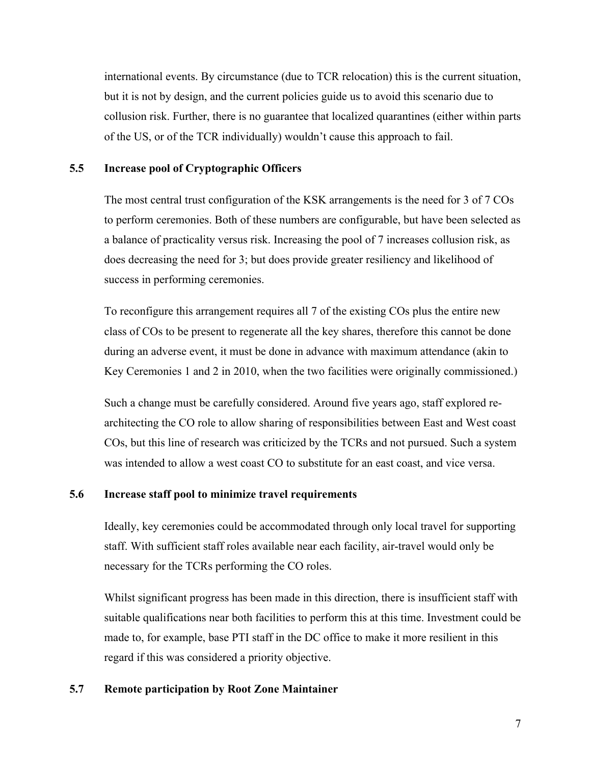international events. By circumstance (due to TCR relocation) this is the current situation, but it is not by design, and the current policies guide us to avoid this scenario due to collusion risk. Further, there is no guarantee that localized quarantines (either within parts of the US, or of the TCR individually) wouldn't cause this approach to fail.

### 5.5 Increase pool of Cryptographic Officers

The most central trust configuration of the KSK arrangements is the need for 3 of 7 COs to perform ceremonies. Both of these numbers are configurable, but have been selected as a balance of practicality versus risk. Increasing the pool of 7 increases collusion risk, as does decreasing the need for 3; but does provide greater resiliency and likelihood of success in performing ceremonies.

To reconfigure this arrangement requires all 7 of the existing COs plus the entire new class of COs to be present to regenerate all the key shares, therefore this cannot be done during an adverse event, it must be done in advance with maximum attendance (akin to Key Ceremonies 1 and 2 in 2010, when the two facilities were originally commissioned.)

Such a change must be carefully considered. Around five years ago, staff explored re-architecting the CO role to allow sharing of responsibilities between East and West coast COs, but this line of research was criticized by the TCRs and not pursued. Such a system was intended to allow a west coast CO to substitute for an east coast, and vice versa.

### 5.6 Increase staff pool to minimize travel requirements

Ideally, key ceremonies could be accommodated through only local travel for supporting staff. With sufficient staff roles available near each facility, air-travel would only be necessary for the TCRs performing the CO roles.

Whilst significant progress has been made in this direction, there is insufficient staff with suitable qualifications near both facilities to perform this at this time. Investment could be made to, for example, base PTI staff in the DC office to make it more resilient in this regard if this was considered a priority objective.

### 5.7 Remote participation by Root Zone Maintainer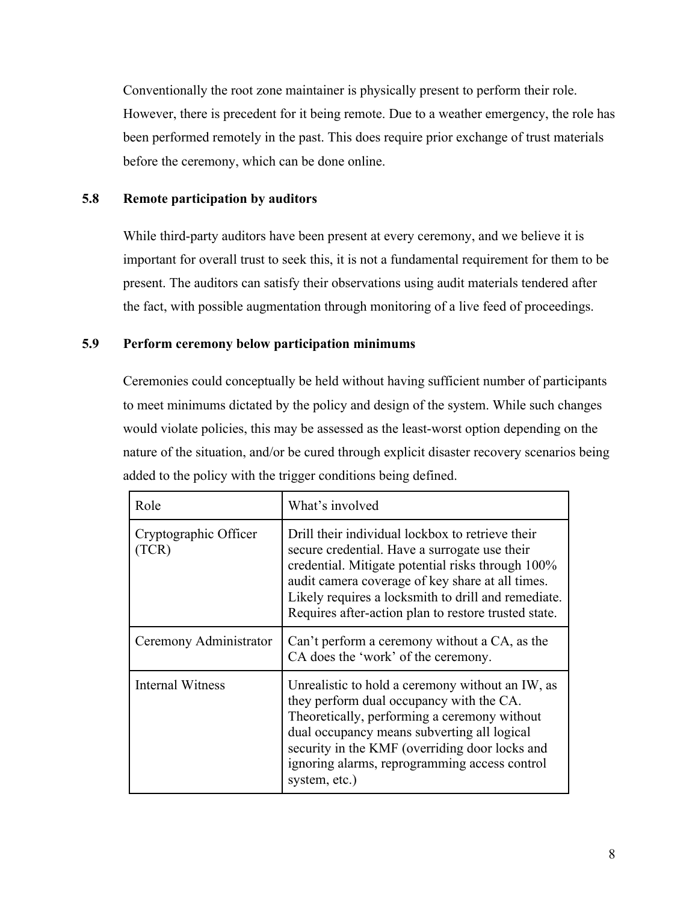Conventionally the root zone maintainer is physically present to perform their role. However, there is precedent for it being remote. Due to a weather emergency, the role has been performed remotely in the past. This does require prior exchange of trust materials before the ceremony, which can be done online.

### 5.8 Remote participation by auditors

While third-party auditors have been present at every ceremony, and we believe it is important for overall trust to seek this, it is not a fundamental requirement for them to be present. The auditors can satisfy their observations using audit materials tendered after the fact, with possible augmentation through monitoring of a live feed of proceedings.

### 5.9 Perform ceremony below participation minimums

Ceremonies could conceptually be held without having sufficient number of participants to meet minimums dictated by the policy and design of the system. While such changes would violate policies, this may be assessed as the least-worst option depending on the nature of the situation, and/or be cured through explicit disaster recovery scenarios being added to the policy with the trigger conditions being defined.

| Role | What's involved |
|---|---|
| Cryptographic Officer (TCR) | Drill their individual lockbox to retrieve their secure credential. Have a surrogate use their credential. Mitigate potential risks through 100% audit camera coverage of key share at all times. Likely requires a locksmith to drill and remediate. Requires after-action plan to restore trusted state. |
| Ceremony Administrator | Can't perform a ceremony without a CA, as the CA does the 'work' of the ceremony. |
| Internal Witness | Unrealistic to hold a ceremony without an IW, as they perform dual occupancy with the CA. Theoretically, performing a ceremony without dual occupancy means subverting all logical security in the KMF (overriding door locks and ignoring alarms, reprogramming access control system, etc.) |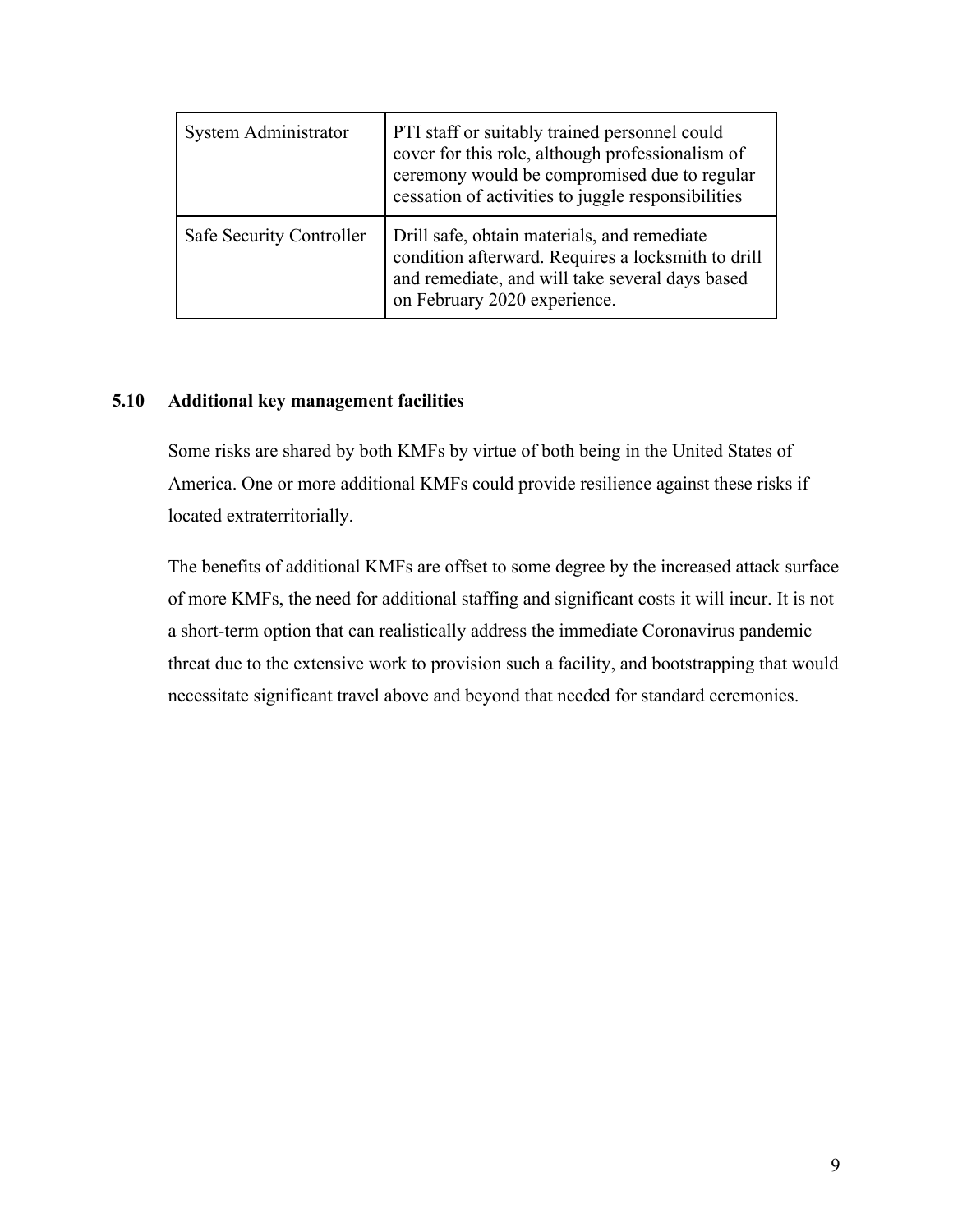| | |
|---|---|
| System Administrator | PTI staff or suitably trained personnel could cover for this role, although professionalism of ceremony would be compromised due to regular cessation of activities to juggle responsibilities |
| Safe Security Controller | Drill safe, obtain materials, and remediate condition afterward. Requires a locksmith to drill and remediate, and will take several days based on February 2020 experience. |

### 5.10 Additional key management facilities

Some risks are shared by both KMFs by virtue of both being in the United States of America. One or more additional KMFs could provide resilience against these risks if located extraterritorially.

The benefits of additional KMFs are offset to some degree by the increased attack surface of more KMFs, the need for additional staffing and significant costs it will incur. It is not a short-term option that can realistically address the immediate Coronavirus pandemic threat due to the extensive work to provision such a facility, and bootstrapping that would necessitate significant travel above and beyond that needed for standard ceremonies.